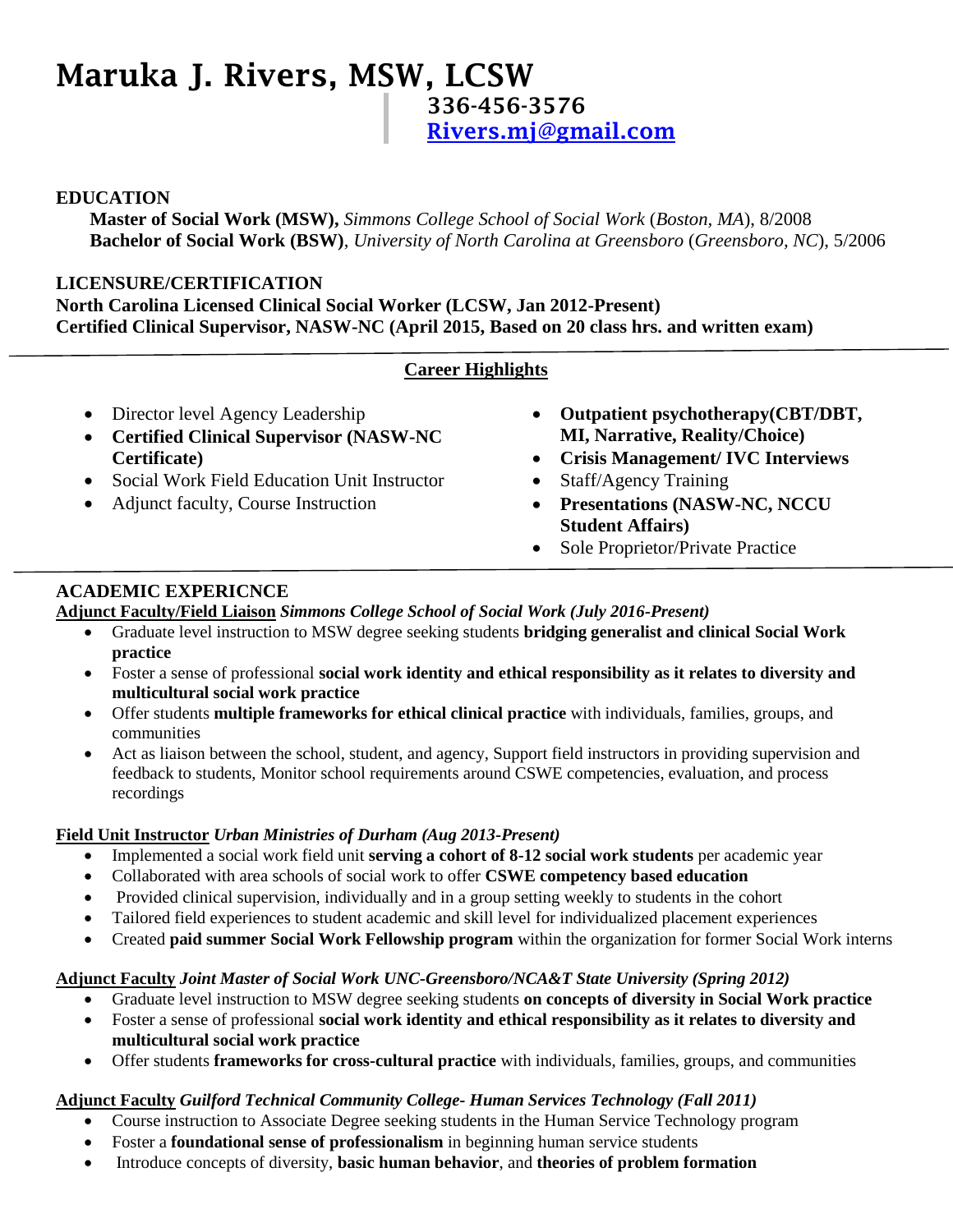# Maruka J. Rivers, MSW, LCSW

**336-456-3576**
**Rivers.mj@gmail.com**

## EDUCATION

**Master of Social Work (MSW),** *Simmons College School of Social Work* (*Boston, MA*), 8/2008
**Bachelor of Social Work (BSW)**, *University of North Carolina at Greensboro* (*Greensboro, NC*), 5/2006

## LICENSURE/CERTIFICATION

**North Carolina Licensed Clinical Social Worker (LCSW, Jan 2012-Present)**
**Certified Clinical Supervisor, NASW-NC (April 2015, Based on 20 class hrs. and written exam)**

---

## Career Highlights

- Director level Agency Leadership
- **Certified Clinical Supervisor (NASW-NC Certificate)**
- Social Work Field Education Unit Instructor
- Adjunct faculty, Course Instruction
- **Outpatient psychotherapy(CBT/DBT, MI, Narrative, Reality/Choice)**
- **Crisis Management/ IVC Interviews**
- Staff/Agency Training
- **Presentations (NASW-NC, NCCU Student Affairs)**
- Sole Proprietor/Private Practice

---

## ACADEMIC EXPERICNCE

**Adjunct Faculty/Field Liaison** ***Simmons College School of Social Work (July 2016-Present)***

- Graduate level instruction to MSW degree seeking students **bridging generalist and clinical Social Work practice**
- Foster a sense of professional **social work identity and ethical responsibility as it relates to diversity and multicultural social work practice**
- Offer students **multiple frameworks for ethical clinical practice** with individuals, families, groups, and communities
- Act as liaison between the school, student, and agency, Support field instructors in providing supervision and feedback to students, Monitor school requirements around CSWE competencies, evaluation, and process recordings

**Field Unit Instructor** ***Urban Ministries of Durham (Aug 2013-Present)***

- Implemented a social work field unit **serving a cohort of 8-12 social work students** per academic year
- Collaborated with area schools of social work to offer **CSWE competency based education**
- Provided clinical supervision, individually and in a group setting weekly to students in the cohort
- Tailored field experiences to student academic and skill level for individualized placement experiences
- Created **paid summer Social Work Fellowship program** within the organization for former Social Work interns

**Adjunct Faculty** ***Joint Master of Social Work UNC-Greensboro/NCA&T State University (Spring 2012)***

- Graduate level instruction to MSW degree seeking students **on concepts of diversity in Social Work practice**
- Foster a sense of professional **social work identity and ethical responsibility as it relates to diversity and multicultural social work practice**
- Offer students **frameworks for cross-cultural practice** with individuals, families, groups, and communities

**Adjunct Faculty** ***Guilford Technical Community College- Human Services Technology (Fall 2011)***

- Course instruction to Associate Degree seeking students in the Human Service Technology program
- Foster a **foundational sense of professionalism** in beginning human service students
- Introduce concepts of diversity, **basic human behavior**, and **theories of problem formation**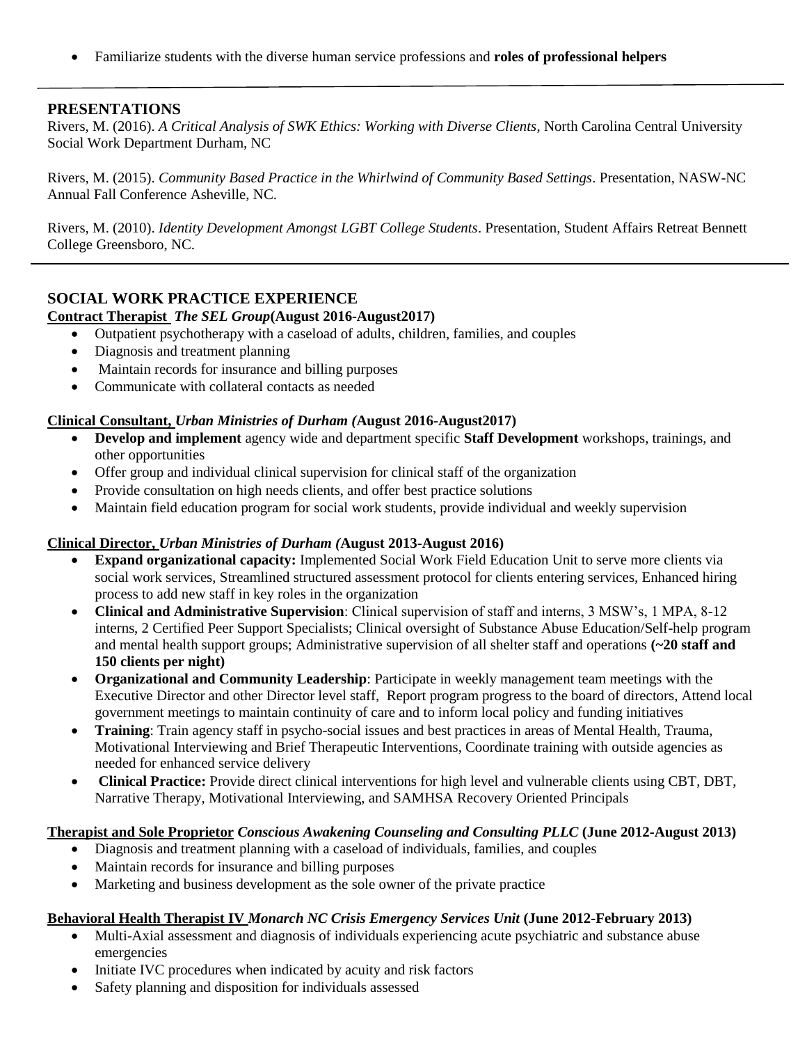- Familiarize students with the diverse human service professions and **roles of professional helpers**

---

## PRESENTATIONS

Rivers, M. (2016). *A Critical Analysis of SWK Ethics: Working with Diverse Clients*, North Carolina Central University Social Work Department Durham, NC

Rivers, M. (2015). *Community Based Practice in the Whirlwind of Community Based Settings*. Presentation, NASW-NC Annual Fall Conference Asheville, NC.

Rivers, M. (2010). *Identity Development Amongst LGBT College Students*. Presentation, Student Affairs Retreat Bennett College Greensboro, NC.

---

## SOCIAL WORK PRACTICE EXPERIENCE

**Contract Therapist** ***The SEL Group*** **(August 2016-August2017)**

- Outpatient psychotherapy with a caseload of adults, children, families, and couples
- Diagnosis and treatment planning
- Maintain records for insurance and billing purposes
- Communicate with collateral contacts as needed

**Clinical Consultant,** ***Urban Ministries of Durham*** **(August 2016-August2017)**

- **Develop and implement** agency wide and department specific **Staff Development** workshops, trainings, and other opportunities
- Offer group and individual clinical supervision for clinical staff of the organization
- Provide consultation on high needs clients, and offer best practice solutions
- Maintain field education program for social work students, provide individual and weekly supervision

**Clinical Director,** ***Urban Ministries of Durham*** **(August 2013-August 2016)**

- **Expand organizational capacity:** Implemented Social Work Field Education Unit to serve more clients via social work services, Streamlined structured assessment protocol for clients entering services, Enhanced hiring process to add new staff in key roles in the organization
- **Clinical and Administrative Supervision**: Clinical supervision of staff and interns, 3 MSW's, 1 MPA, 8-12 interns, 2 Certified Peer Support Specialists; Clinical oversight of Substance Abuse Education/Self-help program and mental health support groups; Administrative supervision of all shelter staff and operations **(~20 staff and 150 clients per night)**
- **Organizational and Community Leadership**: Participate in weekly management team meetings with the Executive Director and other Director level staff, Report program progress to the board of directors, Attend local government meetings to maintain continuity of care and to inform local policy and funding initiatives
- **Training**: Train agency staff in psycho-social issues and best practices in areas of Mental Health, Trauma, Motivational Interviewing and Brief Therapeutic Interventions, Coordinate training with outside agencies as needed for enhanced service delivery
- **Clinical Practice:** Provide direct clinical interventions for high level and vulnerable clients using CBT, DBT, Narrative Therapy, Motivational Interviewing, and SAMHSA Recovery Oriented Principals

**Therapist and Sole Proprietor** ***Conscious Awakening Counseling and Consulting PLLC*** **(June 2012-August 2013)**

- Diagnosis and treatment planning with a caseload of individuals, families, and couples
- Maintain records for insurance and billing purposes
- Marketing and business development as the sole owner of the private practice

**Behavioral Health Therapist IV** ***Monarch NC Crisis Emergency Services Unit*** **(June 2012-February 2013)**

- Multi-Axial assessment and diagnosis of individuals experiencing acute psychiatric and substance abuse emergencies
- Initiate IVC procedures when indicated by acuity and risk factors
- Safety planning and disposition for individuals assessed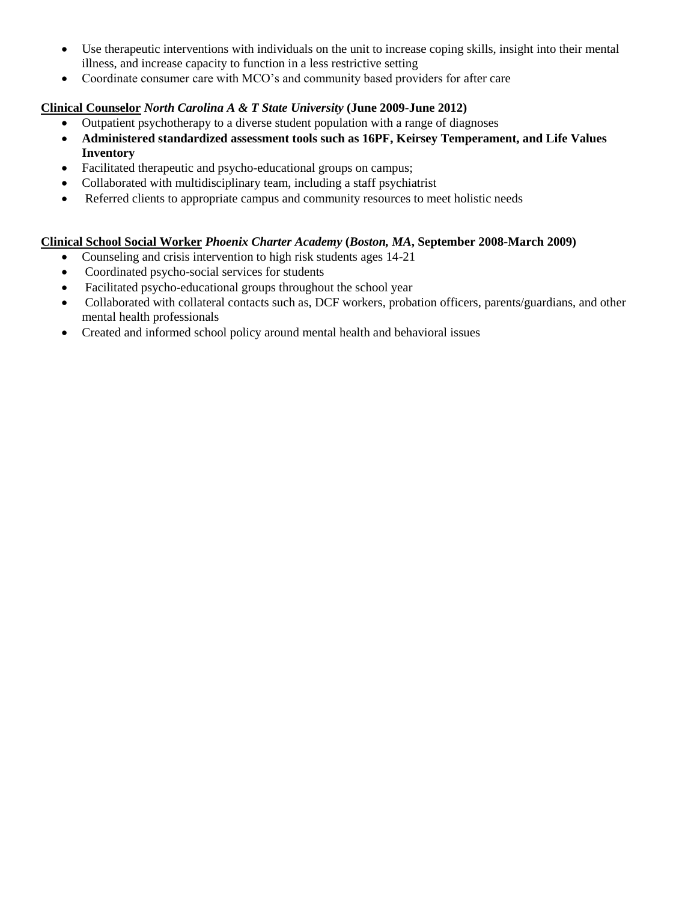- Use therapeutic interventions with individuals on the unit to increase coping skills, insight into their mental illness, and increase capacity to function in a less restrictive setting
- Coordinate consumer care with MCO's and community based providers for after care

**<u>Clinical Counselor</u>** ***North Carolina A & T State University*** **(June 2009-June 2012)**

- Outpatient psychotherapy to a diverse student population with a range of diagnoses
- **Administered standardized assessment tools such as 16PF, Keirsey Temperament, and Life Values Inventory**
- Facilitated therapeutic and psycho-educational groups on campus;
- Collaborated with multidisciplinary team, including a staff psychiatrist
- Referred clients to appropriate campus and community resources to meet holistic needs

**<u>Clinical School Social Worker</u>** ***Phoenix Charter Academy*** **(*Boston, MA*, September 2008-March 2009)**

- Counseling and crisis intervention to high risk students ages 14-21
- Coordinated psycho-social services for students
- Facilitated psycho-educational groups throughout the school year
- Collaborated with collateral contacts such as, DCF workers, probation officers, parents/guardians, and other mental health professionals
- Created and informed school policy around mental health and behavioral issues